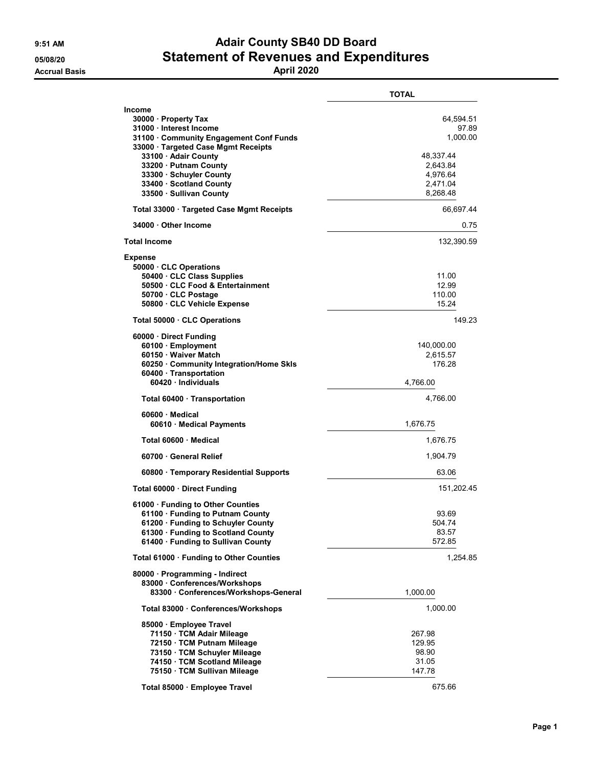# Adair County SB40 DD Board

## Statement of Revenues and Expenditures

**April 2020**

9:51 AM
05/08/20
Accrual Basis

| | | TOTAL |
|---|---|---|
| **Income** | | |
| 30000 · Property Tax | | 64,594.51 |
| 31000 · Interest Income | | 97.89 |
| 31100 · Community Engagement Conf Funds | | 1,000.00 |
| 33000 · Targeted Case Mgmt Receipts | | |
| 33100 · Adair County | | 48,337.44 |
| 33200 · Putnam County | | 2,643.84 |
| 33300 · Schuyler County | | 4,976.64 |
| 33400 · Scotland County | | 2,471.04 |
| 33500 · Sullivan County | | 8,268.48 |
| Total 33000 · Targeted Case Mgmt Receipts | | 66,697.44 |
| 34000 · Other Income | | 0.75 |
| **Total Income** | | 132,390.59 |
| **Expense** | | |
| 50000 · CLC Operations | | |
| 50400 · CLC Class Supplies | | 11.00 |
| 50500 · CLC Food & Entertainment | | 12.99 |
| 50700 · CLC Postage | | 110.00 |
| 50800 · CLC Vehicle Expense | | 15.24 |
| Total 50000 · CLC Operations | | 149.23 |
| 60000 · Direct Funding | | |
| 60100 · Employment | | 140,000.00 |
| 60150 · Waiver Match | | 2,615.57 |
| 60250 · Community Integration/Home Skls | | 176.28 |
| 60400 · Transportation | | |
| 60420 · Individuals | 4,766.00 | |
| Total 60400 · Transportation | | 4,766.00 |
| 60600 · Medical | | |
| 60610 · Medical Payments | 1,676.75 | |
| Total 60600 · Medical | | 1,676.75 |
| 60700 · General Relief | | 1,904.79 |
| 60800 · Temporary Residential Supports | | 63.06 |
| Total 60000 · Direct Funding | | 151,202.45 |
| 61000 · Funding to Other Counties | | |
| 61100 · Funding to Putnam County | | 93.69 |
| 61200 · Funding to Schuyler County | | 504.74 |
| 61300 · Funding to Scotland County | | 83.57 |
| 61400 · Funding to Sullivan County | | 572.85 |
| Total 61000 · Funding to Other Counties | | 1,254.85 |
| 80000 · Programming - Indirect | | |
| 83000 · Conferences/Workshops | | |
| 83300 · Conferences/Workshops-General | 1,000.00 | |
| Total 83000 · Conferences/Workshops | 1,000.00 | |
| 85000 · Employee Travel | | |
| 71150 · TCM Adair Mileage | 267.98 | |
| 72150 · TCM Putnam Mileage | 129.95 | |
| 73150 · TCM Schuyler Mileage | 98.90 | |
| 74150 · TCM Scotland Mileage | 31.05 | |
| 75150 · TCM Sullivan Mileage | 147.78 | |
| Total 85000 · Employee Travel | 675.66 | |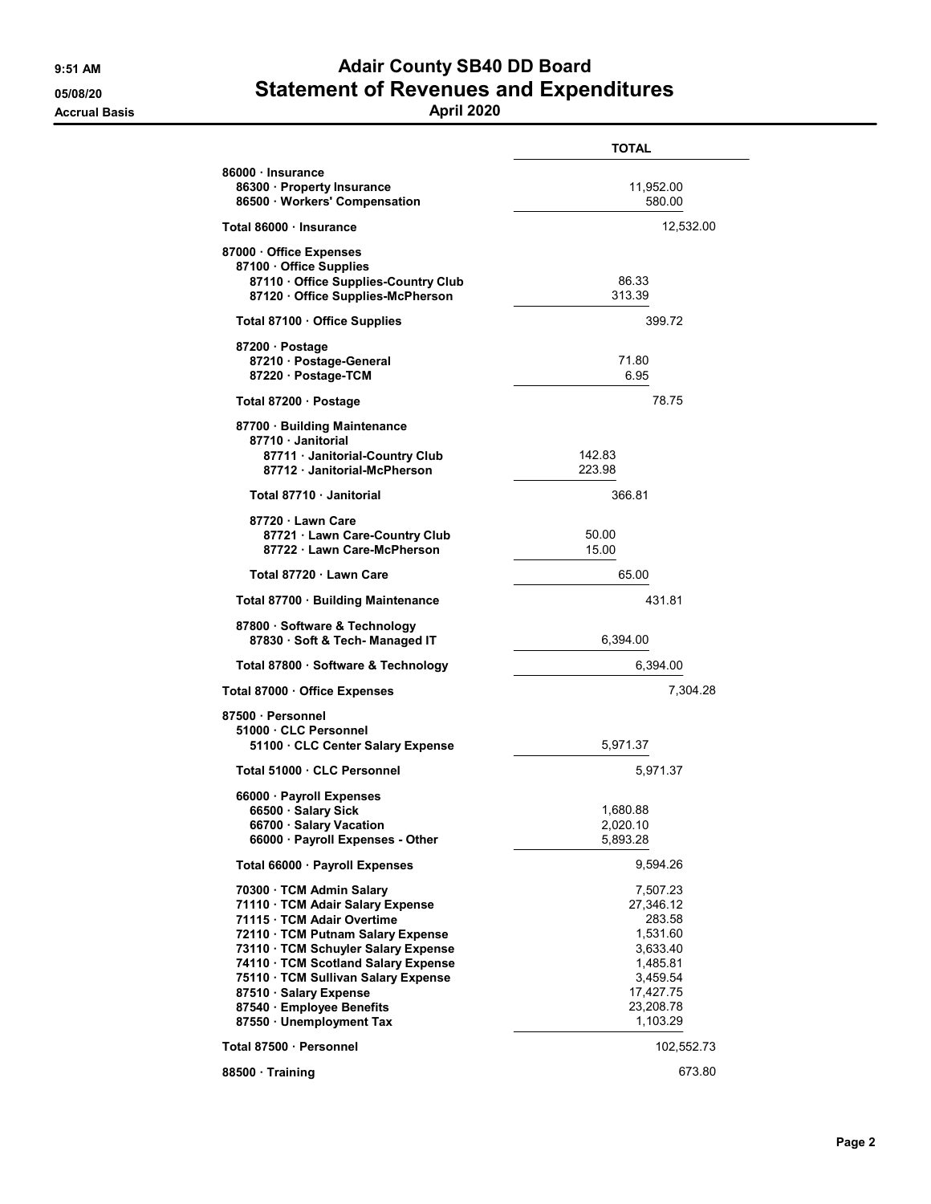# Adair County SB40 DD Board

## Statement of Revenues and Expenditures

**April 2020**

9:51 AM
05/08/20
Accrual Basis

| | TOTAL |
|---|---|
| **86000 · Insurance** | |
| 86300 · Property Insurance | 11,952.00 |
| 86500 · Workers' Compensation | 580.00 |
| **Total 86000 · Insurance** | 12,532.00 |
| **87000 · Office Expenses** | |
| 87100 · Office Supplies | |
| 87110 · Office Supplies-Country Club | 86.33 |
| 87120 · Office Supplies-McPherson | 313.39 |
| **Total 87100 · Office Supplies** | 399.72 |
| 87200 · Postage | |
| 87210 · Postage-General | 71.80 |
| 87220 · Postage-TCM | 6.95 |
| **Total 87200 · Postage** | 78.75 |
| 87700 · Building Maintenance | |
| 87710 · Janitorial | |
| 87711 · Janitorial-Country Club | 142.83 |
| 87712 · Janitorial-McPherson | 223.98 |
| **Total 87710 · Janitorial** | 366.81 |
| 87720 · Lawn Care | |
| 87721 · Lawn Care-Country Club | 50.00 |
| 87722 · Lawn Care-McPherson | 15.00 |
| **Total 87720 · Lawn Care** | 65.00 |
| **Total 87700 · Building Maintenance** | 431.81 |
| 87800 · Software & Technology | |
| 87830 · Soft & Tech- Managed IT | 6,394.00 |
| **Total 87800 · Software & Technology** | 6,394.00 |
| **Total 87000 · Office Expenses** | 7,304.28 |
| **87500 · Personnel** | |
| 51000 · CLC Personnel | |
| 51100 · CLC Center Salary Expense | 5,971.37 |
| **Total 51000 · CLC Personnel** | 5,971.37 |
| 66000 · Payroll Expenses | |
| 66500 · Salary Sick | 1,680.88 |
| 66700 · Salary Vacation | 2,020.10 |
| 66000 · Payroll Expenses - Other | 5,893.28 |
| **Total 66000 · Payroll Expenses** | 9,594.26 |
| 70300 · TCM Admin Salary | 7,507.23 |
| 71110 · TCM Adair Salary Expense | 27,346.12 |
| 71115 · TCM Adair Overtime | 283.58 |
| 72110 · TCM Putnam Salary Expense | 1,531.60 |
| 73110 · TCM Schuyler Salary Expense | 3,633.40 |
| 74110 · TCM Scotland Salary Expense | 1,485.81 |
| 75110 · TCM Sullivan Salary Expense | 3,459.54 |
| 87510 · Salary Expense | 17,427.75 |
| 87540 · Employee Benefits | 23,208.78 |
| 87550 · Unemployment Tax | 1,103.29 |
| **Total 87500 · Personnel** | 102,552.73 |
| **88500 · Training** | 673.80 |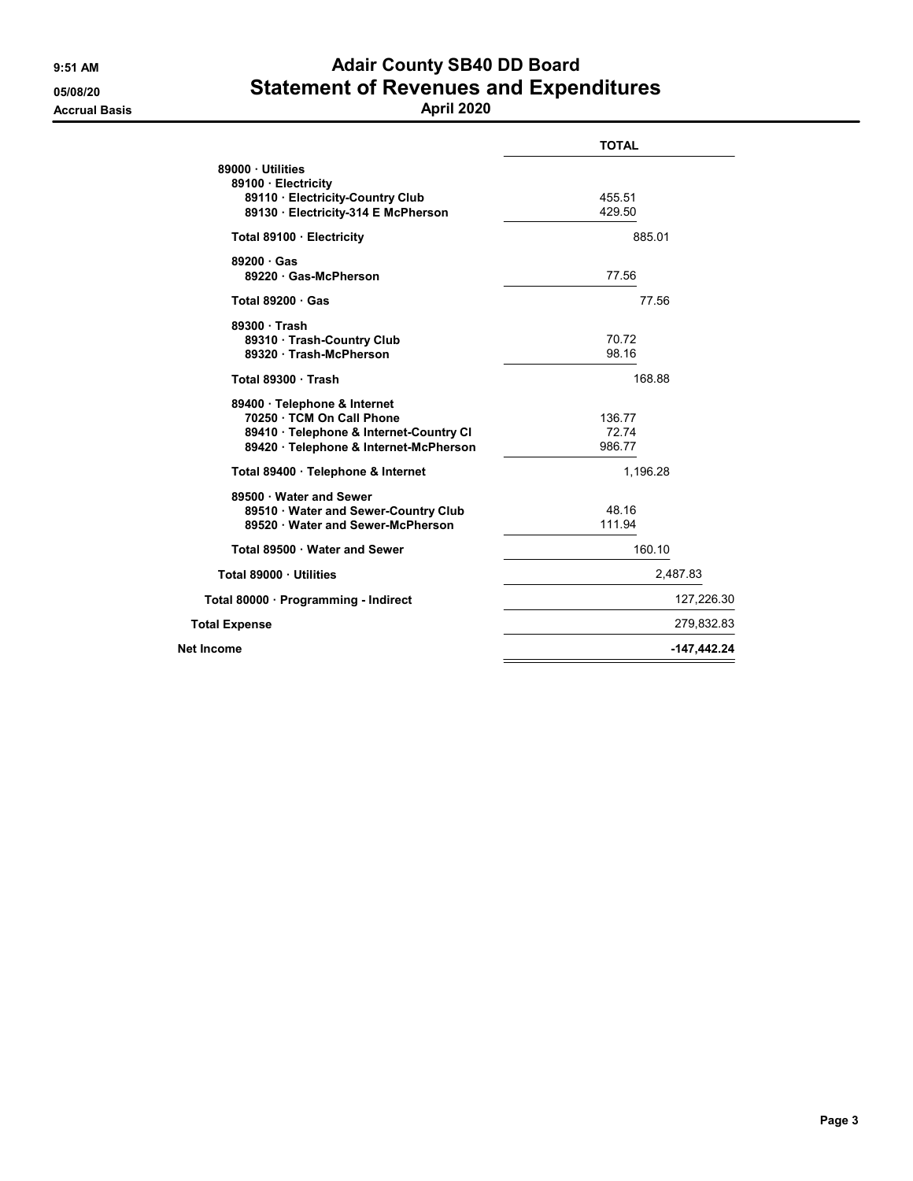# Adair County SB40 DD Board
## Statement of Revenues and Expenditures
### April 2020

9:51 AM
05/08/20
Accrual Basis

| | TOTAL |
|---|---|
| 89000 · Utilities | |
| 89100 · Electricity | |
| 89110 · Electricity-Country Club | 455.51 |
| 89130 · Electricity-314 E McPherson | 429.50 |
| Total 89100 · Electricity | 885.01 |
| 89200 · Gas | |
| 89220 · Gas-McPherson | 77.56 |
| Total 89200 · Gas | 77.56 |
| 89300 · Trash | |
| 89310 · Trash-Country Club | 70.72 |
| 89320 · Trash-McPherson | 98.16 |
| Total 89300 · Trash | 168.88 |
| 89400 · Telephone & Internet | |
| 70250 · TCM On Call Phone | 136.77 |
| 89410 · Telephone & Internet-Country Cl | 72.74 |
| 89420 · Telephone & Internet-McPherson | 986.77 |
| Total 89400 · Telephone & Internet | 1,196.28 |
| 89500 · Water and Sewer | |
| 89510 · Water and Sewer-Country Club | 48.16 |
| 89520 · Water and Sewer-McPherson | 111.94 |
| Total 89500 · Water and Sewer | 160.10 |
| Total 89000 · Utilities | 2,487.83 |
| Total 80000 · Programming - Indirect | 127,226.30 |
| Total Expense | 279,832.83 |
| **Net Income** | **-147,442.24** |